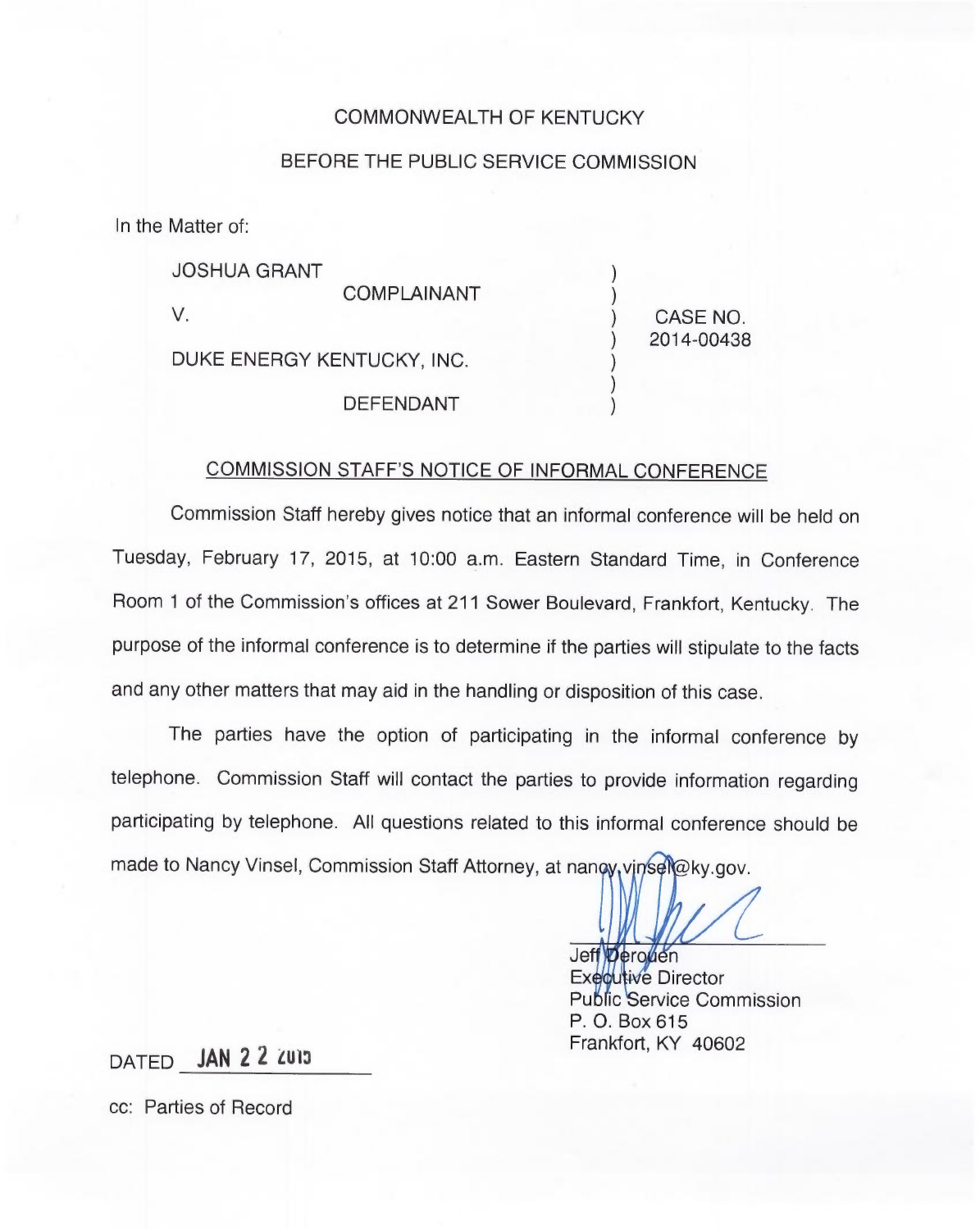COMMONWEALTH OF KENTUCKY

BEFORE THE PUBLIC SERVICE COMMISSION

In the Matter of:

| | | |
|---|---|---|
| JOSHUA GRANT | ) | |
| COMPLAINANT | ) | |
| V. | ) | CASE NO. |
| | ) | 2014-00438 |
| DUKE ENERGY KENTUCKY, INC. | ) | |
| | ) | |
| DEFENDANT | ) | |

## COMMISSION STAFF'S NOTICE OF INFORMAL CONFERENCE

Commission Staff hereby gives notice that an informal conference will be held on Tuesday, February 17, 2015, at 10:00 a.m. Eastern Standard Time, in Conference Room 1 of the Commission's offices at 211 Sower Boulevard, Frankfort, Kentucky. The purpose of the informal conference is to determine if the parties will stipulate to the facts and any other matters that may aid in the handling or disposition of this case.

The parties have the option of participating in the informal conference by telephone. Commission Staff will contact the parties to provide information regarding participating by telephone. All questions related to this informal conference should be made to Nancy Vinsel, Commission Staff Attorney, at nancy.vinsel@ky.gov.

Jeff Derouen
Executive Director
Public Service Commission
P. O. Box 615
Frankfort, KY 40602

DATED JAN 22 2015

cc: Parties of Record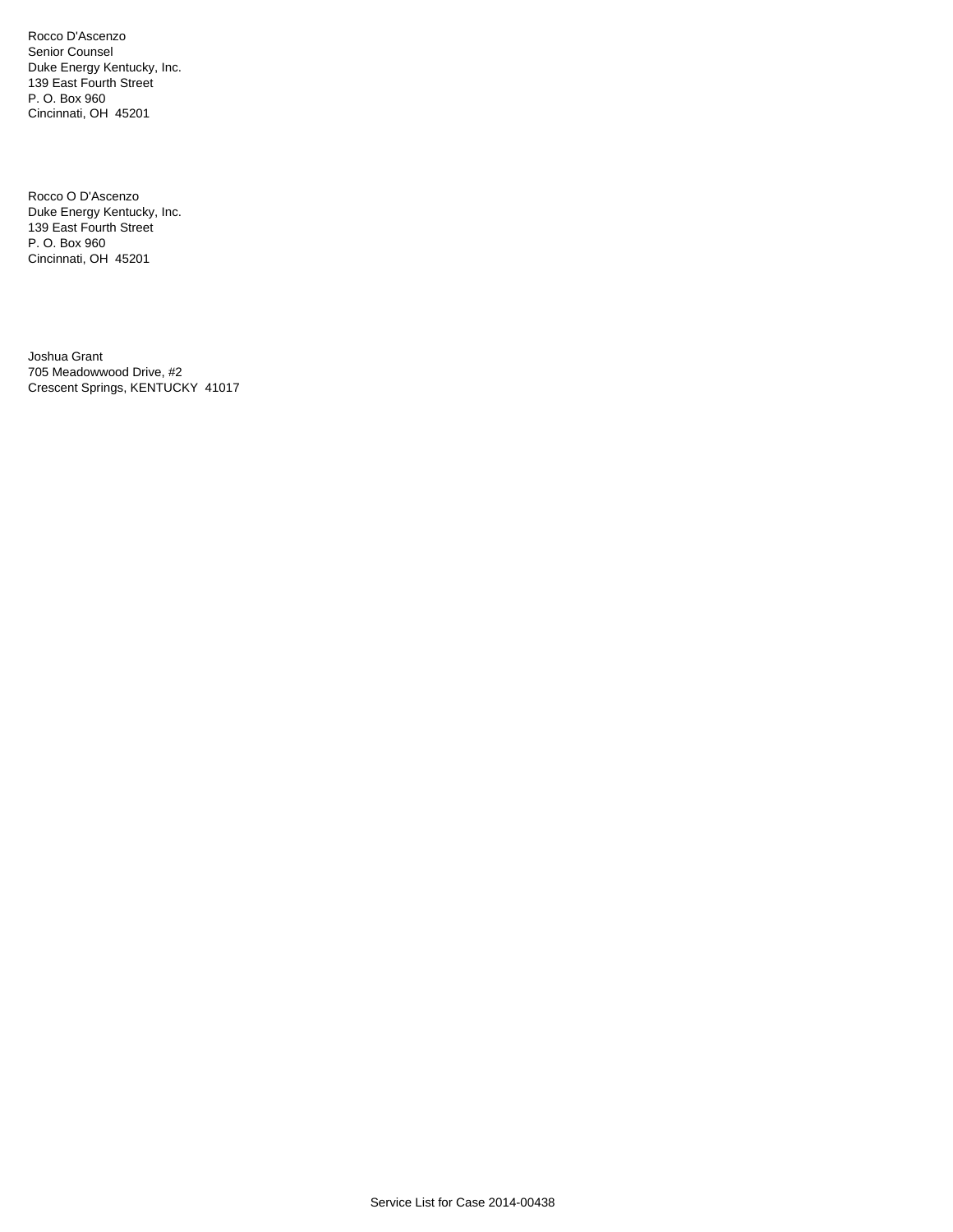Rocco D'Ascenzo
Senior Counsel
Duke Energy Kentucky, Inc.
139 East Fourth Street
P. O. Box 960
Cincinnati, OH  45201

Rocco O D'Ascenzo
Duke Energy Kentucky, Inc.
139 East Fourth Street
P. O. Box 960
Cincinnati, OH  45201

Joshua Grant
705 Meadowwood Drive, #2
Crescent Springs, KENTUCKY  41017